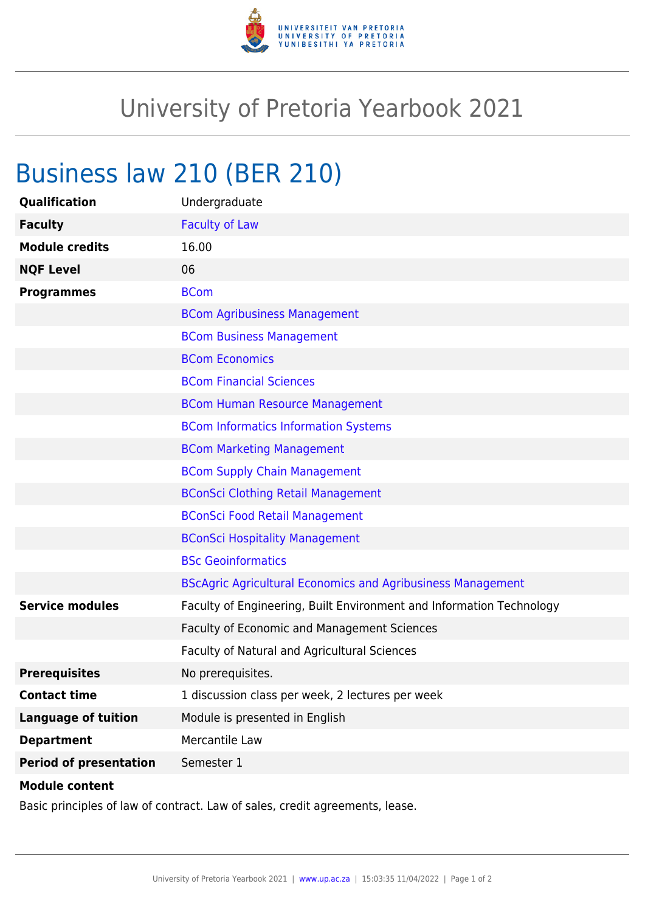# University of Pretoria Yearbook 2021

## Business law 210 (BER 210)

| | |
|---|---|
| **Qualification** | Undergraduate |
| **Faculty** | Faculty of Law |
| **Module credits** | 16.00 |
| **NQF Level** | 06 |
| **Programmes** | BCom |
| | BCom Agribusiness Management |
| | BCom Business Management |
| | BCom Economics |
| | BCom Financial Sciences |
| | BCom Human Resource Management |
| | BCom Informatics Information Systems |
| | BCom Marketing Management |
| | BCom Supply Chain Management |
| | BConSci Clothing Retail Management |
| | BConSci Food Retail Management |
| | BConSci Hospitality Management |
| | BSc Geoinformatics |
| | BScAgric Agricultural Economics and Agribusiness Management |
| **Service modules** | Faculty of Engineering, Built Environment and Information Technology |
| | Faculty of Economic and Management Sciences |
| | Faculty of Natural and Agricultural Sciences |
| **Prerequisites** | No prerequisites. |
| **Contact time** | 1 discussion class per week, 2 lectures per week |
| **Language of tuition** | Module is presented in English |
| **Department** | Mercantile Law |
| **Period of presentation** | Semester 1 |

**Module content**

Basic principles of law of contract. Law of sales, credit agreements, lease.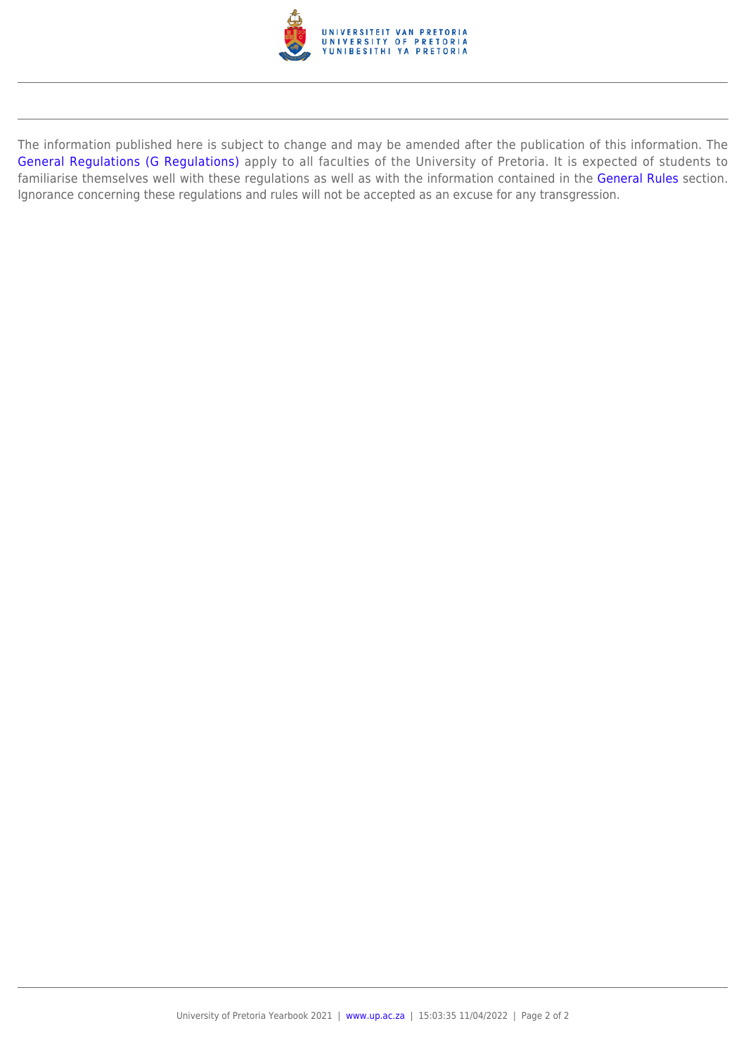The information published here is subject to change and may be amended after the publication of this information. The General Regulations (G Regulations) apply to all faculties of the University of Pretoria. It is expected of students to familiarise themselves well with these regulations as well as with the information contained in the General Rules section. Ignorance concerning these regulations and rules will not be accepted as an excuse for any transgression.